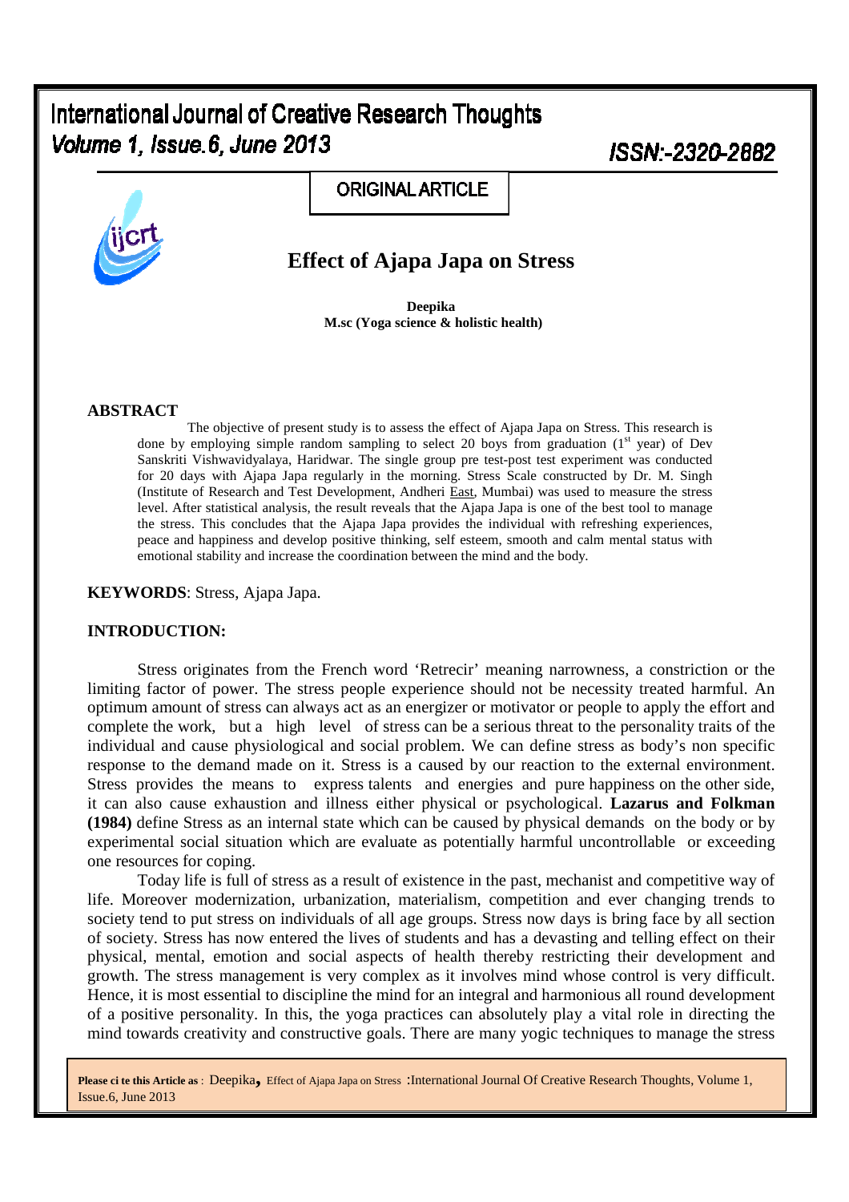# Effect of Ajapa Japa on Stress

**Deepika**
**M.sc (Yoga science & holistic health)**

## ABSTRACT

The objective of present study is to assess the effect of Ajapa Japa on Stress. This research is done by employing simple random sampling to select 20 boys from graduation (1st year) of Dev Sanskriti Vishwavidyalaya, Haridwar. The single group pre test-post test experiment was conducted for 20 days with Ajapa Japa regularly in the morning. Stress Scale constructed by Dr. M. Singh (Institute of Research and Test Development, Andheri East, Mumbai) was used to measure the stress level. After statistical analysis, the result reveals that the Ajapa Japa is one of the best tool to manage the stress. This concludes that the Ajapa Japa provides the individual with refreshing experiences, peace and happiness and develop positive thinking, self esteem, smooth and calm mental status with emotional stability and increase the coordination between the mind and the body.

**KEYWORDS**: Stress, Ajapa Japa.

## INTRODUCTION:

Stress originates from the French word 'Retrecir' meaning narrowness, a constriction or the limiting factor of power. The stress people experience should not be necessity treated harmful. An optimum amount of stress can always act as an energizer or motivator or people to apply the effort and complete the work, but a high level of stress can be a serious threat to the personality traits of the individual and cause physiological and social problem. We can define stress as body's non specific response to the demand made on it. Stress is a caused by our reaction to the external environment. Stress provides the means to express talents and energies and pure happiness on the other side, it can also cause exhaustion and illness either physical or psychological. **Lazarus and Folkman (1984)** define Stress as an internal state which can be caused by physical demands on the body or by experimental social situation which are evaluate as potentially harmful uncontrollable or exceeding one resources for coping.

Today life is full of stress as a result of existence in the past, mechanist and competitive way of life. Moreover modernization, urbanization, materialism, competition and ever changing trends to society tend to put stress on individuals of all age groups. Stress now days is bring face by all section of society. Stress has now entered the lives of students and has a devasting and telling effect on their physical, mental, emotion and social aspects of health thereby restricting their development and growth. The stress management is very complex as it involves mind whose control is very difficult. Hence, it is most essential to discipline the mind for an integral and harmonious all round development of a positive personality. In this, the yoga practices can absolutely play a vital role in directing the mind towards creativity and constructive goals. There are many yogic techniques to manage the stress

Please cite this Article as : Deepika, Effect of Ajapa Japa on Stress :International Journal Of Creative Research Thoughts, Volume 1, Issue.6, June 2013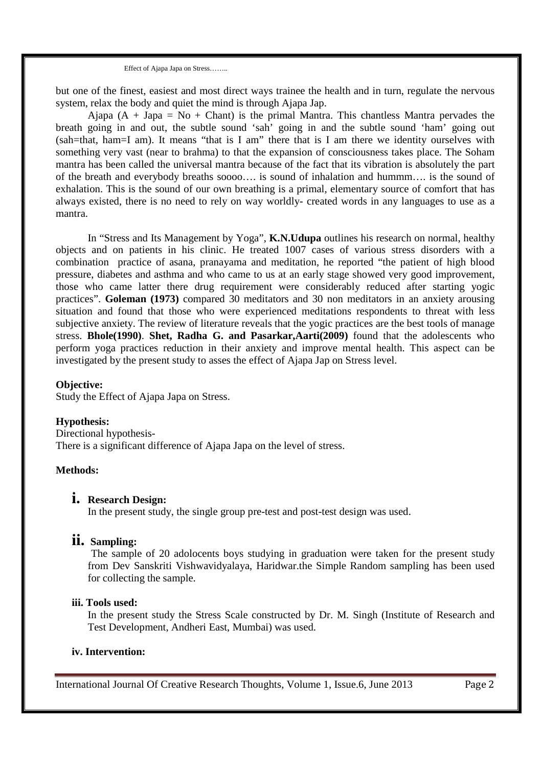but one of the finest, easiest and most direct ways trainee the health and in turn, regulate the nervous system, relax the body and quiet the mind is through Ajapa Jap.

Ajapa (A + Japa = No + Chant) is the primal Mantra. This chantless Mantra pervades the breath going in and out, the subtle sound 'sah' going in and the subtle sound 'ham' going out (sah=that, ham=I am). It means "that is I am" there that is I am there we identity ourselves with something very vast (near to brahma) to that the expansion of consciousness takes place. The Soham mantra has been called the universal mantra because of the fact that its vibration is absolutely the part of the breath and everybody breaths soooo…. is sound of inhalation and hummm…. is the sound of exhalation. This is the sound of our own breathing is a primal, elementary source of comfort that has always existed, there is no need to rely on way worldly- created words in any languages to use as a mantra.

In "Stress and Its Management by Yoga", **K.N.Udupa** outlines his research on normal, healthy objects and on patients in his clinic. He treated 1007 cases of various stress disorders with a combination practice of asana, pranayama and meditation, he reported "the patient of high blood pressure, diabetes and asthma and who came to us at an early stage showed very good improvement, those who came latter there drug requirement were considerably reduced after starting yogic practices". **Goleman (1973)** compared 30 meditators and 30 non meditators in an anxiety arousing situation and found that those who were experienced meditations respondents to threat with less subjective anxiety. The review of literature reveals that the yogic practices are the best tools of manage stress. **Bhole(1990)**. **Shet, Radha G. and Pasarkar,Aarti(2009)** found that the adolescents who perform yoga practices reduction in their anxiety and improve mental health. This aspect can be investigated by the present study to asses the effect of Ajapa Jap on Stress level.

**Objective:**

Study the Effect of Ajapa Japa on Stress.

**Hypothesis:**

Directional hypothesis-

There is a significant difference of Ajapa Japa on the level of stress.

**Methods:**

**i. Research Design:**

In the present study, the single group pre-test and post-test design was used.

**ii. Sampling:**

The sample of 20 adolocents boys studying in graduation were taken for the present study from Dev Sanskriti Vishwavidyalaya, Haridwar.the Simple Random sampling has been used for collecting the sample.

**iii. Tools used:**

In the present study the Stress Scale constructed by Dr. M. Singh (Institute of Research and Test Development, Andheri East, Mumbai) was used.

**iv. Intervention:**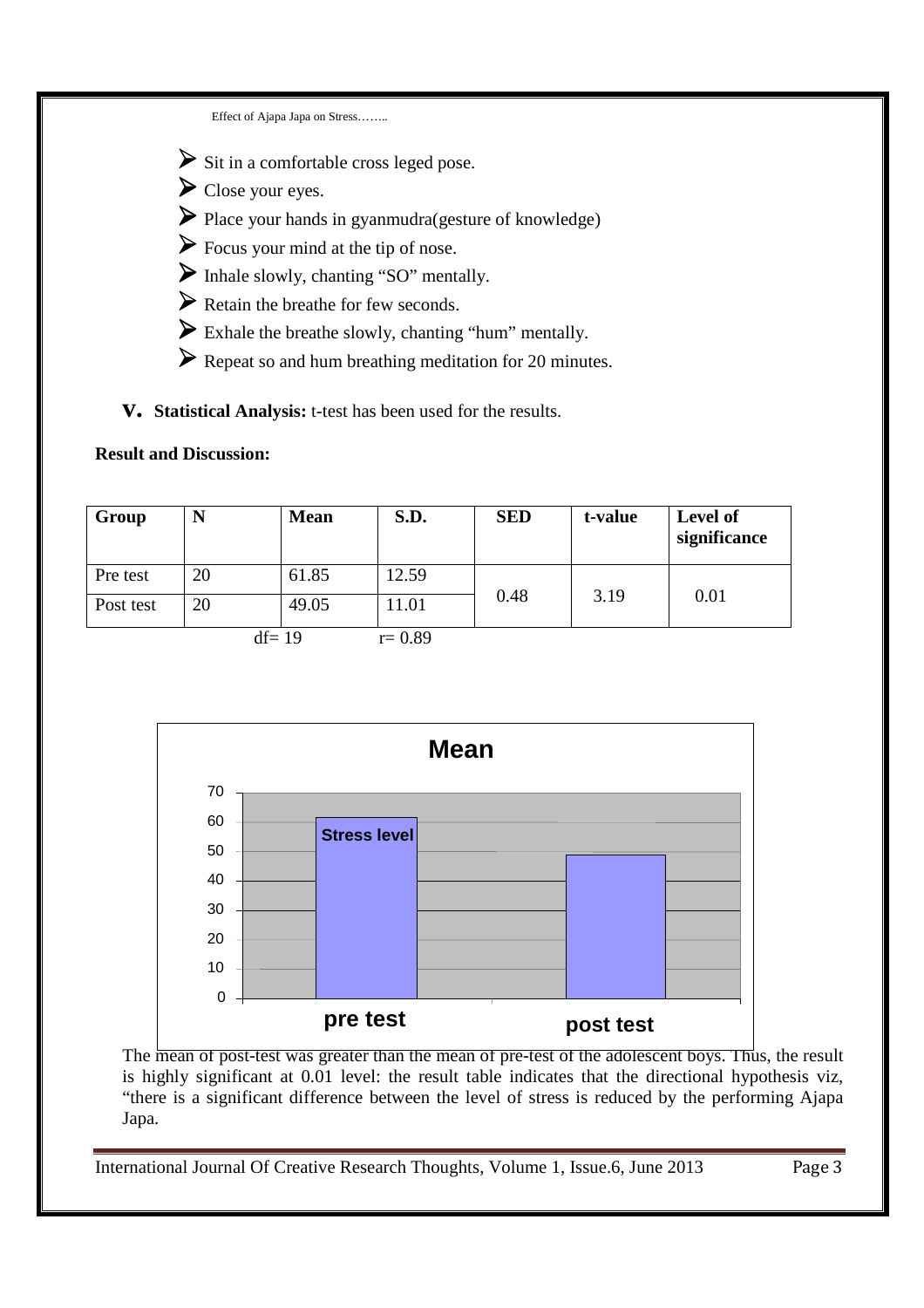- Sit in a comfortable cross leged pose.
- Close your eyes.
- Place your hands in gyanmudra(gesture of knowledge)
- Focus your mind at the tip of nose.
- Inhale slowly, chanting "SO" mentally.
- Retain the breathe for few seconds.
- Exhale the breathe slowly, chanting "hum" mentally.
- Repeat so and hum breathing meditation for 20 minutes.

**V. Statistical Analysis:** t-test has been used for the results.

**Result and Discussion:**

| Group | N | Mean | S.D. | SED | t-value | Level of significance |
|---|---|---|---|---|---|---|
| Pre test | 20 | 61.85 | 12.59 | 0.48 | 3.19 | 0.01 |
| Post test | 20 | 49.05 | 11.01 | | | |

df= 19 r= 0.89

The mean of post-test was greater than the mean of pre-test of the adolescent boys. Thus, the result is highly significant at 0.01 level: the result table indicates that the directional hypothesis viz, "there is a significant difference between the level of stress is reduced by the performing Ajapa Japa.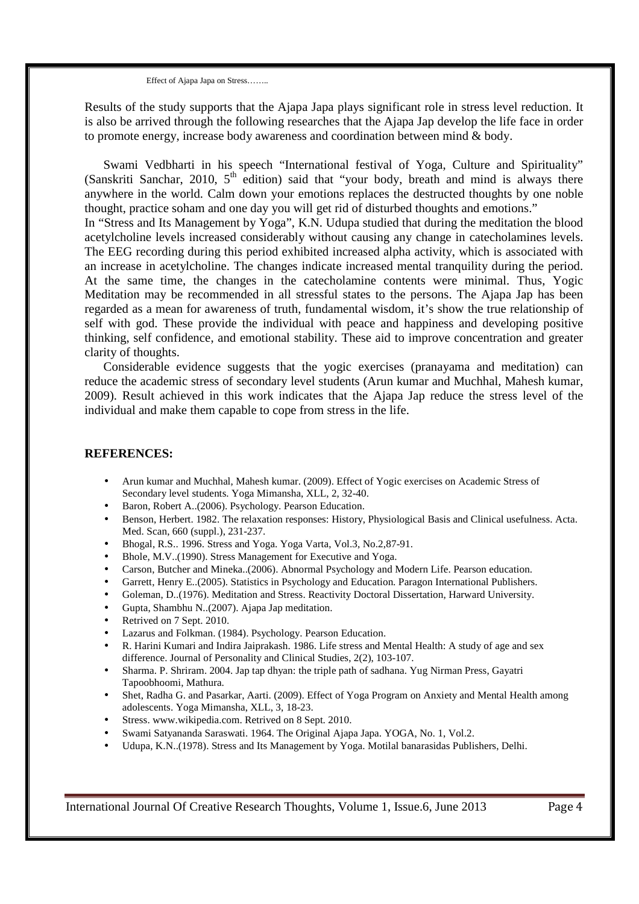Results of the study supports that the Ajapa Japa plays significant role in stress level reduction. It is also be arrived through the following researches that the Ajapa Jap develop the life face in order to promote energy, increase body awareness and coordination between mind & body.

Swami Vedbharti in his speech "International festival of Yoga, Culture and Spirituality" (Sanskriti Sanchar, 2010, 5th edition) said that "your body, breath and mind is always there anywhere in the world. Calm down your emotions replaces the destructed thoughts by one noble thought, practice soham and one day you will get rid of disturbed thoughts and emotions."

In "Stress and Its Management by Yoga", K.N. Udupa studied that during the meditation the blood acetylcholine levels increased considerably without causing any change in catecholamines levels. The EEG recording during this period exhibited increased alpha activity, which is associated with an increase in acetylcholine. The changes indicate increased mental tranquility during the period. At the same time, the changes in the catecholamine contents were minimal. Thus, Yogic Meditation may be recommended in all stressful states to the persons. The Ajapa Jap has been regarded as a mean for awareness of truth, fundamental wisdom, it's show the true relationship of self with god. These provide the individual with peace and happiness and developing positive thinking, self confidence, and emotional stability. These aid to improve concentration and greater clarity of thoughts.

Considerable evidence suggests that the yogic exercises (pranayama and meditation) can reduce the academic stress of secondary level students (Arun kumar and Muchhal, Mahesh kumar, 2009). Result achieved in this work indicates that the Ajapa Jap reduce the stress level of the individual and make them capable to cope from stress in the life.

## REFERENCES:

- Arun kumar and Muchhal, Mahesh kumar. (2009). Effect of Yogic exercises on Academic Stress of Secondary level students. Yoga Mimansha, XLL, 2, 32-40.
- Baron, Robert A..(2006). Psychology. Pearson Education.
- Benson, Herbert. 1982. The relaxation responses: History, Physiological Basis and Clinical usefulness. Acta. Med. Scan, 660 (suppl.), 231-237.
- Bhogal, R.S.. 1996. Stress and Yoga. Yoga Varta, Vol.3, No.2,87-91.
- Bhole, M.V..(1990). Stress Management for Executive and Yoga.
- Carson, Butcher and Mineka..(2006). Abnormal Psychology and Modern Life. Pearson education.
- Garrett, Henry E..(2005). Statistics in Psychology and Education. Paragon International Publishers.
- Goleman, D..(1976). Meditation and Stress. Reactivity Doctoral Dissertation, Harward University.
- Gupta, Shambhu N..(2007). Ajapa Jap meditation.
- Retrived on 7 Sept. 2010.
- Lazarus and Folkman. (1984). Psychology. Pearson Education.
- R. Harini Kumari and Indira Jaiprakash. 1986. Life stress and Mental Health: A study of age and sex difference. Journal of Personality and Clinical Studies, 2(2), 103-107.
- Sharma. P. Shriram. 2004. Jap tap dhyan: the triple path of sadhana. Yug Nirman Press, Gayatri Tapoobhoomi, Mathura.
- Shet, Radha G. and Pasarkar, Aarti. (2009). Effect of Yoga Program on Anxiety and Mental Health among adolescents. Yoga Mimansha, XLL, 3, 18-23.
- Stress. www.wikipedia.com. Retrived on 8 Sept. 2010.
- Swami Satyananda Saraswati. 1964. The Original Ajapa Japa. YOGA, No. 1, Vol.2.
- Udupa, K.N..(1978). Stress and Its Management by Yoga. Motilal banarasidas Publishers, Delhi.